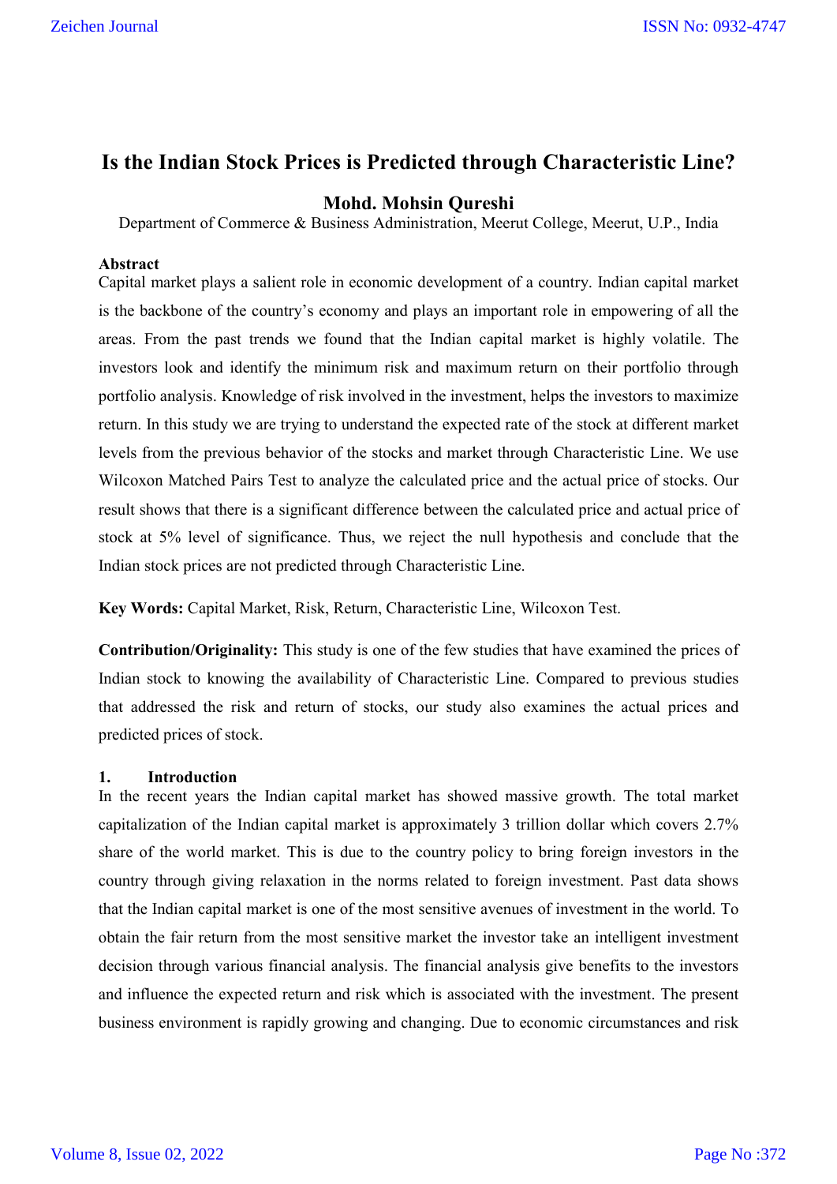# Is the Indian Stock Prices is Predicted through Characteristic Line?

### Mohd. Mohsin Qureshi

Department of Commerce & Business Administration, Meerut College, Meerut, U.P., India

**Abstract**

Capital market plays a salient role in economic development of a country. Indian capital market is the backbone of the country's economy and plays an important role in empowering of all the areas. From the past trends we found that the Indian capital market is highly volatile. The investors look and identify the minimum risk and maximum return on their portfolio through portfolio analysis. Knowledge of risk involved in the investment, helps the investors to maximize return. In this study we are trying to understand the expected rate of the stock at different market levels from the previous behavior of the stocks and market through Characteristic Line. We use Wilcoxon Matched Pairs Test to analyze the calculated price and the actual price of stocks. Our result shows that there is a significant difference between the calculated price and actual price of stock at 5% level of significance. Thus, we reject the null hypothesis and conclude that the Indian stock prices are not predicted through Characteristic Line.

**Key Words:** Capital Market, Risk, Return, Characteristic Line, Wilcoxon Test.

**Contribution/Originality:** This study is one of the few studies that have examined the prices of Indian stock to knowing the availability of Characteristic Line. Compared to previous studies that addressed the risk and return of stocks, our study also examines the actual prices and predicted prices of stock.

## 1. Introduction

In the recent years the Indian capital market has showed massive growth. The total market capitalization of the Indian capital market is approximately 3 trillion dollar which covers 2.7% share of the world market. This is due to the country policy to bring foreign investors in the country through giving relaxation in the norms related to foreign investment. Past data shows that the Indian capital market is one of the most sensitive avenues of investment in the world. To obtain the fair return from the most sensitive market the investor take an intelligent investment decision through various financial analysis. The financial analysis give benefits to the investors and influence the expected return and risk which is associated with the investment. The present business environment is rapidly growing and changing. Due to economic circumstances and risk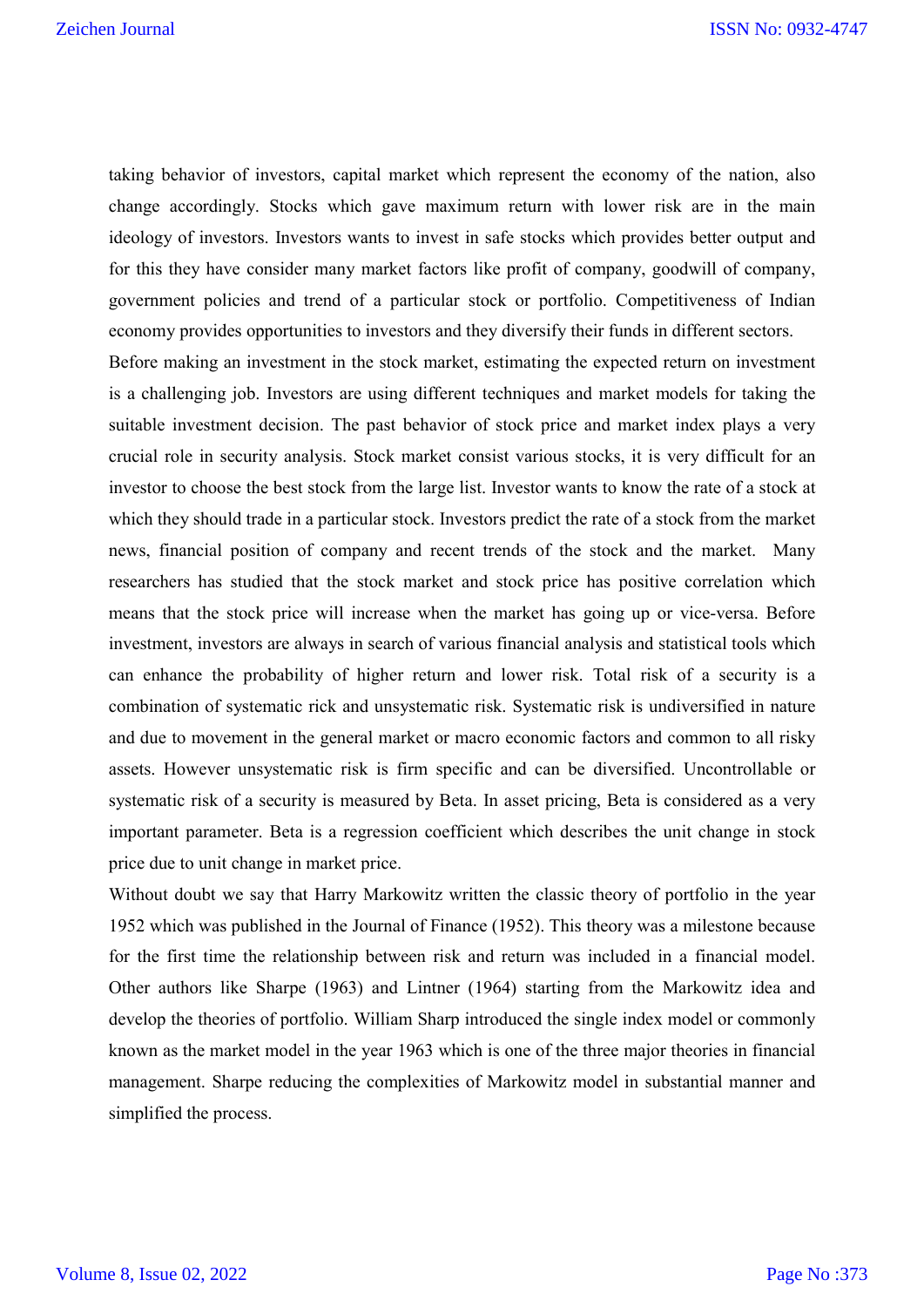taking behavior of investors, capital market which represent the economy of the nation, also change accordingly. Stocks which gave maximum return with lower risk are in the main ideology of investors. Investors wants to invest in safe stocks which provides better output and for this they have consider many market factors like profit of company, goodwill of company, government policies and trend of a particular stock or portfolio. Competitiveness of Indian economy provides opportunities to investors and they diversify their funds in different sectors.

Before making an investment in the stock market, estimating the expected return on investment is a challenging job. Investors are using different techniques and market models for taking the suitable investment decision. The past behavior of stock price and market index plays a very crucial role in security analysis. Stock market consist various stocks, it is very difficult for an investor to choose the best stock from the large list. Investor wants to know the rate of a stock at which they should trade in a particular stock. Investors predict the rate of a stock from the market news, financial position of company and recent trends of the stock and the market. Many researchers has studied that the stock market and stock price has positive correlation which means that the stock price will increase when the market has going up or vice-versa. Before investment, investors are always in search of various financial analysis and statistical tools which can enhance the probability of higher return and lower risk. Total risk of a security is a combination of systematic rick and unsystematic risk. Systematic risk is undiversified in nature and due to movement in the general market or macro economic factors and common to all risky assets. However unsystematic risk is firm specific and can be diversified. Uncontrollable or systematic risk of a security is measured by Beta. In asset pricing, Beta is considered as a very important parameter. Beta is a regression coefficient which describes the unit change in stock price due to unit change in market price.

Without doubt we say that Harry Markowitz written the classic theory of portfolio in the year 1952 which was published in the Journal of Finance (1952). This theory was a milestone because for the first time the relationship between risk and return was included in a financial model. Other authors like Sharpe (1963) and Lintner (1964) starting from the Markowitz idea and develop the theories of portfolio. William Sharp introduced the single index model or commonly known as the market model in the year 1963 which is one of the three major theories in financial management. Sharpe reducing the complexities of Markowitz model in substantial manner and simplified the process.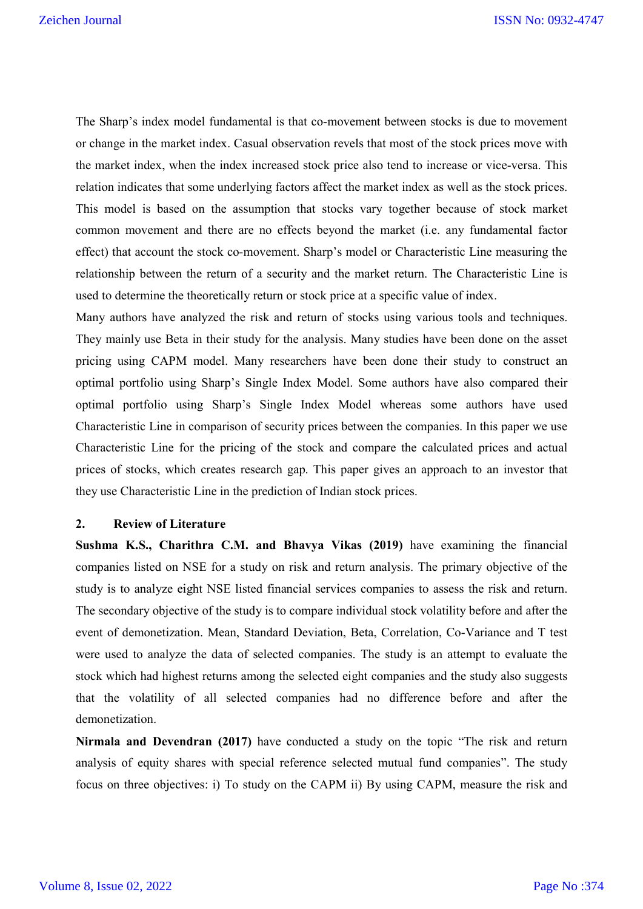The Sharp's index model fundamental is that co-movement between stocks is due to movement or change in the market index. Casual observation revels that most of the stock prices move with the market index, when the index increased stock price also tend to increase or vice-versa. This relation indicates that some underlying factors affect the market index as well as the stock prices. This model is based on the assumption that stocks vary together because of stock market common movement and there are no effects beyond the market (i.e. any fundamental factor effect) that account the stock co-movement. Sharp's model or Characteristic Line measuring the relationship between the return of a security and the market return. The Characteristic Line is used to determine the theoretically return or stock price at a specific value of index.

Many authors have analyzed the risk and return of stocks using various tools and techniques. They mainly use Beta in their study for the analysis. Many studies have been done on the asset pricing using CAPM model. Many researchers have been done their study to construct an optimal portfolio using Sharp's Single Index Model. Some authors have also compared their optimal portfolio using Sharp's Single Index Model whereas some authors have used Characteristic Line in comparison of security prices between the companies. In this paper we use Characteristic Line for the pricing of the stock and compare the calculated prices and actual prices of stocks, which creates research gap. This paper gives an approach to an investor that they use Characteristic Line in the prediction of Indian stock prices.

## 2. Review of Literature

**Sushma K.S., Charithra C.M. and Bhavya Vikas (2019)** have examining the financial companies listed on NSE for a study on risk and return analysis. The primary objective of the study is to analyze eight NSE listed financial services companies to assess the risk and return. The secondary objective of the study is to compare individual stock volatility before and after the event of demonetization. Mean, Standard Deviation, Beta, Correlation, Co-Variance and T test were used to analyze the data of selected companies. The study is an attempt to evaluate the stock which had highest returns among the selected eight companies and the study also suggests that the volatility of all selected companies had no difference before and after the demonetization.

**Nirmala and Devendran (2017)** have conducted a study on the topic "The risk and return analysis of equity shares with special reference selected mutual fund companies". The study focus on three objectives: i) To study on the CAPM ii) By using CAPM, measure the risk and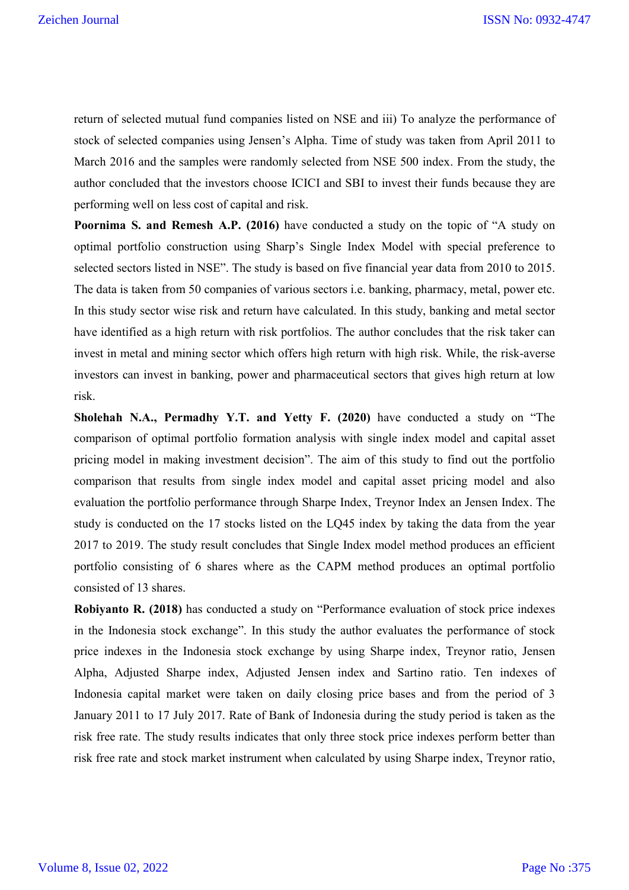return of selected mutual fund companies listed on NSE and iii) To analyze the performance of stock of selected companies using Jensen's Alpha. Time of study was taken from April 2011 to March 2016 and the samples were randomly selected from NSE 500 index. From the study, the author concluded that the investors choose ICICI and SBI to invest their funds because they are performing well on less cost of capital and risk.

**Poornima S. and Remesh A.P. (2016)** have conducted a study on the topic of "A study on optimal portfolio construction using Sharp's Single Index Model with special preference to selected sectors listed in NSE". The study is based on five financial year data from 2010 to 2015. The data is taken from 50 companies of various sectors i.e. banking, pharmacy, metal, power etc. In this study sector wise risk and return have calculated. In this study, banking and metal sector have identified as a high return with risk portfolios. The author concludes that the risk taker can invest in metal and mining sector which offers high return with high risk. While, the risk-averse investors can invest in banking, power and pharmaceutical sectors that gives high return at low risk.

**Sholehah N.A., Permadhy Y.T. and Yetty F. (2020)** have conducted a study on "The comparison of optimal portfolio formation analysis with single index model and capital asset pricing model in making investment decision". The aim of this study to find out the portfolio comparison that results from single index model and capital asset pricing model and also evaluation the portfolio performance through Sharpe Index, Treynor Index an Jensen Index. The study is conducted on the 17 stocks listed on the LQ45 index by taking the data from the year 2017 to 2019. The study result concludes that Single Index model method produces an efficient portfolio consisting of 6 shares where as the CAPM method produces an optimal portfolio consisted of 13 shares.

**Robiyanto R. (2018)** has conducted a study on "Performance evaluation of stock price indexes in the Indonesia stock exchange". In this study the author evaluates the performance of stock price indexes in the Indonesia stock exchange by using Sharpe index, Treynor ratio, Jensen Alpha, Adjusted Sharpe index, Adjusted Jensen index and Sartino ratio. Ten indexes of Indonesia capital market were taken on daily closing price bases and from the period of 3 January 2011 to 17 July 2017. Rate of Bank of Indonesia during the study period is taken as the risk free rate. The study results indicates that only three stock price indexes perform better than risk free rate and stock market instrument when calculated by using Sharpe index, Treynor ratio,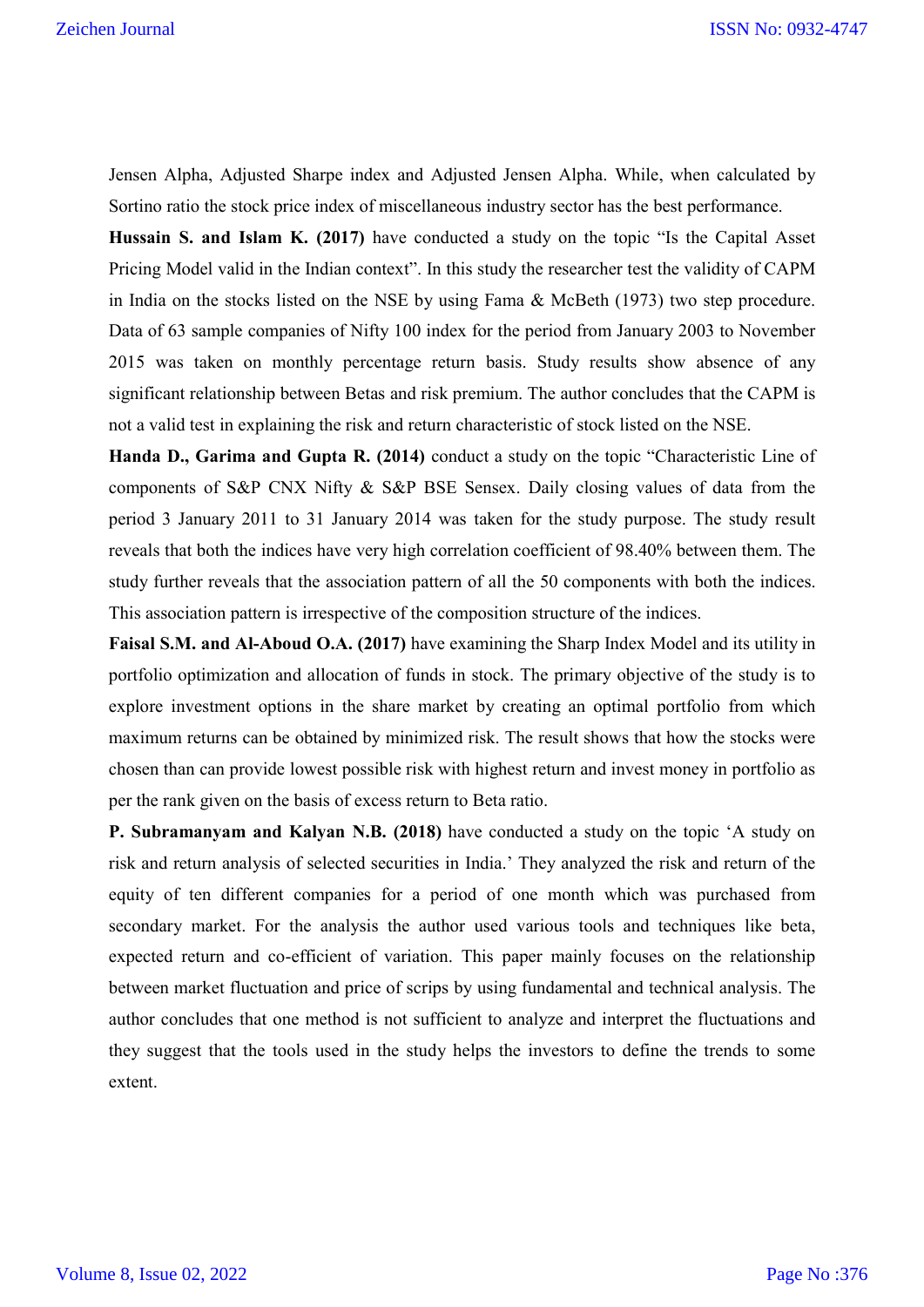Jensen Alpha, Adjusted Sharpe index and Adjusted Jensen Alpha. While, when calculated by Sortino ratio the stock price index of miscellaneous industry sector has the best performance.

**Hussain S. and Islam K. (2017)** have conducted a study on the topic "Is the Capital Asset Pricing Model valid in the Indian context". In this study the researcher test the validity of CAPM in India on the stocks listed on the NSE by using Fama & McBeth (1973) two step procedure. Data of 63 sample companies of Nifty 100 index for the period from January 2003 to November 2015 was taken on monthly percentage return basis. Study results show absence of any significant relationship between Betas and risk premium. The author concludes that the CAPM is not a valid test in explaining the risk and return characteristic of stock listed on the NSE.

**Handa D., Garima and Gupta R. (2014)** conduct a study on the topic "Characteristic Line of components of S&P CNX Nifty & S&P BSE Sensex. Daily closing values of data from the period 3 January 2011 to 31 January 2014 was taken for the study purpose. The study result reveals that both the indices have very high correlation coefficient of 98.40% between them. The study further reveals that the association pattern of all the 50 components with both the indices. This association pattern is irrespective of the composition structure of the indices.

**Faisal S.M. and Al-Aboud O.A. (2017)** have examining the Sharp Index Model and its utility in portfolio optimization and allocation of funds in stock. The primary objective of the study is to explore investment options in the share market by creating an optimal portfolio from which maximum returns can be obtained by minimized risk. The result shows that how the stocks were chosen than can provide lowest possible risk with highest return and invest money in portfolio as per the rank given on the basis of excess return to Beta ratio.

**P. Subramanyam and Kalyan N.B. (2018)** have conducted a study on the topic 'A study on risk and return analysis of selected securities in India.' They analyzed the risk and return of the equity of ten different companies for a period of one month which was purchased from secondary market. For the analysis the author used various tools and techniques like beta, expected return and co-efficient of variation. This paper mainly focuses on the relationship between market fluctuation and price of scrips by using fundamental and technical analysis. The author concludes that one method is not sufficient to analyze and interpret the fluctuations and they suggest that the tools used in the study helps the investors to define the trends to some extent.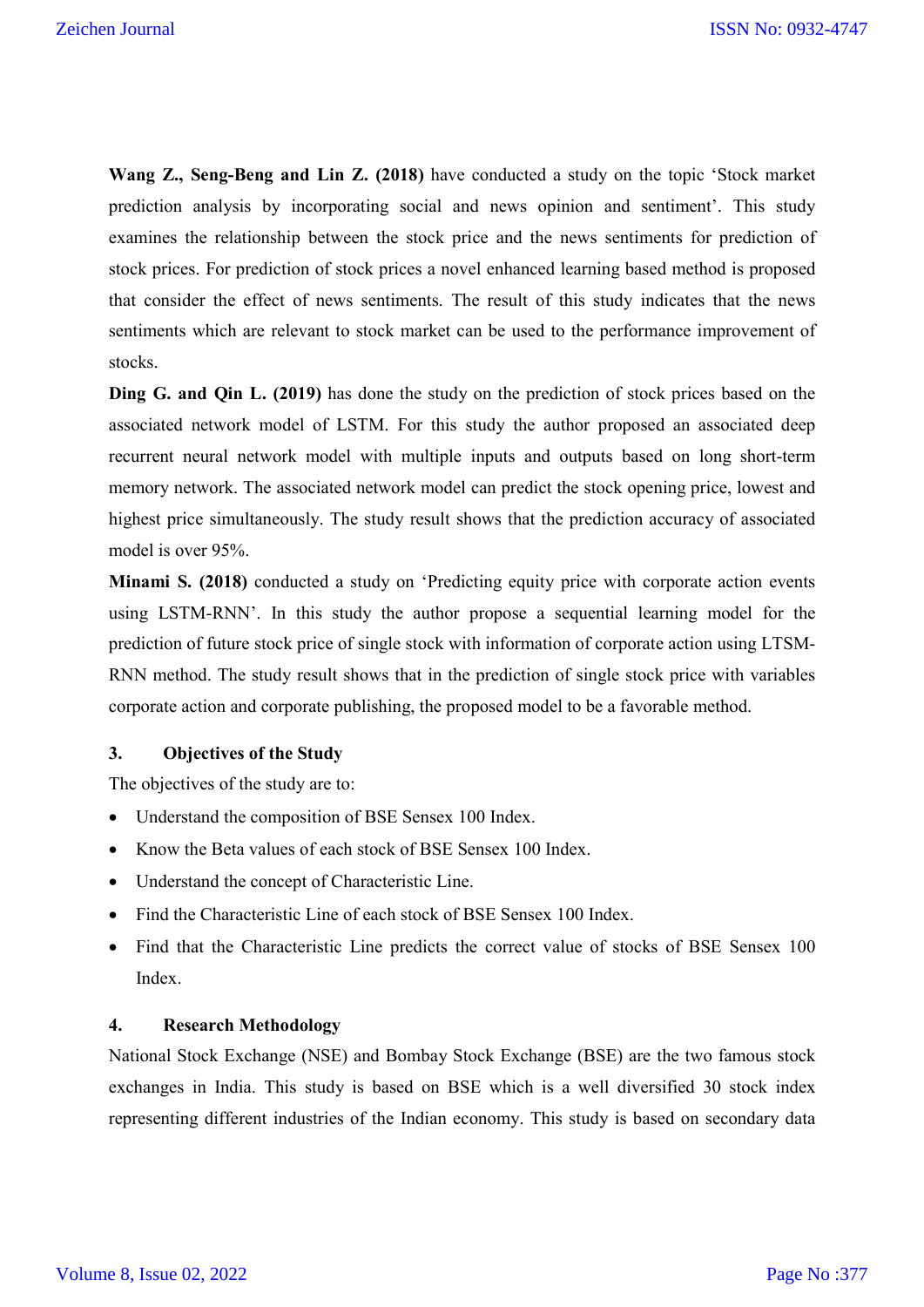**Wang Z., Seng-Beng and Lin Z. (2018)** have conducted a study on the topic 'Stock market prediction analysis by incorporating social and news opinion and sentiment'. This study examines the relationship between the stock price and the news sentiments for prediction of stock prices. For prediction of stock prices a novel enhanced learning based method is proposed that consider the effect of news sentiments. The result of this study indicates that the news sentiments which are relevant to stock market can be used to the performance improvement of stocks.

**Ding G. and Qin L. (2019)** has done the study on the prediction of stock prices based on the associated network model of LSTM. For this study the author proposed an associated deep recurrent neural network model with multiple inputs and outputs based on long short-term memory network. The associated network model can predict the stock opening price, lowest and highest price simultaneously. The study result shows that the prediction accuracy of associated model is over 95%.

**Minami S. (2018)** conducted a study on 'Predicting equity price with corporate action events using LSTM-RNN'. In this study the author propose a sequential learning model for the prediction of future stock price of single stock with information of corporate action using LTSM-RNN method. The study result shows that in the prediction of single stock price with variables corporate action and corporate publishing, the proposed model to be a favorable method.

## 3. Objectives of the Study

The objectives of the study are to:

- Understand the composition of BSE Sensex 100 Index.
- Know the Beta values of each stock of BSE Sensex 100 Index.
- Understand the concept of Characteristic Line.
- Find the Characteristic Line of each stock of BSE Sensex 100 Index.
- Find that the Characteristic Line predicts the correct value of stocks of BSE Sensex 100 Index.

## 4. Research Methodology

National Stock Exchange (NSE) and Bombay Stock Exchange (BSE) are the two famous stock exchanges in India. This study is based on BSE which is a well diversified 30 stock index representing different industries of the Indian economy. This study is based on secondary data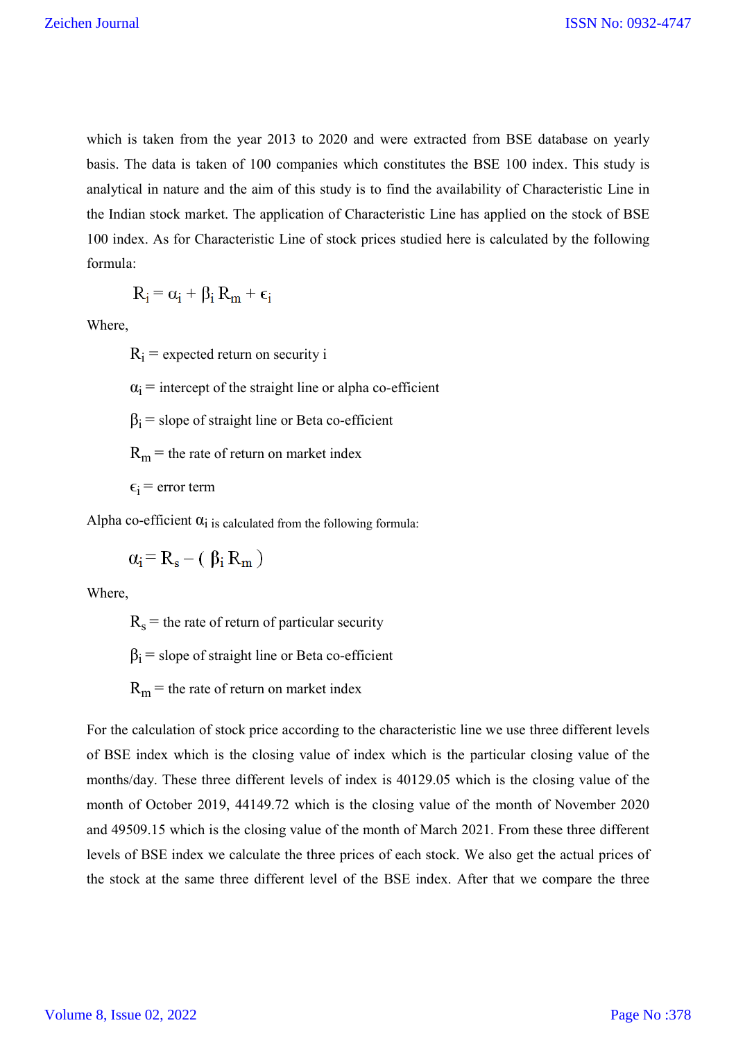which is taken from the year 2013 to 2020 and were extracted from BSE database on yearly basis. The data is taken of 100 companies which constitutes the BSE 100 index. This study is analytical in nature and the aim of this study is to find the availability of Characteristic Line in the Indian stock market. The application of Characteristic Line has applied on the stock of BSE 100 index. As for Characteristic Line of stock prices studied here is calculated by the following formula:

$$R_i = \alpha_i + \beta_i R_m + \epsilon_i$$

Where,

$R_i$ = expected return on security i

$\alpha_i$ = intercept of the straight line or alpha co-efficient

$\beta_i$ = slope of straight line or Beta co-efficient

$R_m$ = the rate of return on market index

$\epsilon_i$ = error term

Alpha co-efficient $\alpha_i$ is calculated from the following formula:

$$\alpha_i = R_s - ( \beta_i R_m )$$

Where,

$R_s$ = the rate of return of particular security

$\beta_i$ = slope of straight line or Beta co-efficient

$R_m$ = the rate of return on market index

For the calculation of stock price according to the characteristic line we use three different levels of BSE index which is the closing value of index which is the particular closing value of the months/day. These three different levels of index is 40129.05 which is the closing value of the month of October 2019, 44149.72 which is the closing value of the month of November 2020 and 49509.15 which is the closing value of the month of March 2021. From these three different levels of BSE index we calculate the three prices of each stock. We also get the actual prices of the stock at the same three different level of the BSE index. After that we compare the three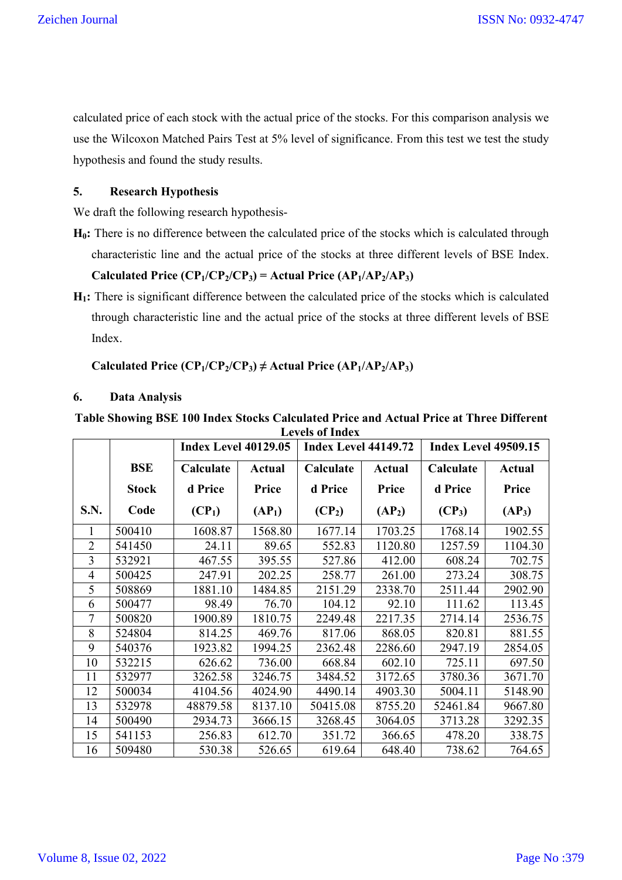calculated price of each stock with the actual price of the stocks. For this comparison analysis we use the Wilcoxon Matched Pairs Test at 5% level of significance. From this test we test the study hypothesis and found the study results.

## 5. Research Hypothesis

We draft the following research hypothesis-

**$H_0$:** There is no difference between the calculated price of the stocks which is calculated through characteristic line and the actual price of the stocks at three different levels of BSE Index. **Calculated Price ($CP_1/CP_2/CP_3$) = Actual Price ($AP_1/AP_2/AP_3$)**

**$H_1$:** There is significant difference between the calculated price of the stocks which is calculated through characteristic line and the actual price of the stocks at three different levels of BSE Index.

**Calculated Price ($CP_1/CP_2/CP_3$) ≠ Actual Price ($AP_1/AP_2/AP_3$)**

## 6. Data Analysis

**Table Showing BSE 100 Index Stocks Calculated Price and Actual Price at Three Different Levels of Index**

| S.N. | BSE Stock Code | Index Level 40129.05 | | Index Level 44149.72 | | Index Level 49509.15 | |
|---|---|---|---|---|---|---|---|
| | | Calculated Price ($CP_1$) | Actual Price ($AP_1$) | Calculated Price ($CP_2$) | Actual Price ($AP_2$) | Calculated Price ($CP_3$) | Actual Price ($AP_3$) |
| 1 | 500410 | 1608.87 | 1568.80 | 1677.14 | 1703.25 | 1768.14 | 1902.55 |
| 2 | 541450 | 24.11 | 89.65 | 552.83 | 1120.80 | 1257.59 | 1104.30 |
| 3 | 532921 | 467.55 | 395.55 | 527.86 | 412.00 | 608.24 | 702.75 |
| 4 | 500425 | 247.91 | 202.25 | 258.77 | 261.00 | 273.24 | 308.75 |
| 5 | 508869 | 1881.10 | 1484.85 | 2151.29 | 2338.70 | 2511.44 | 2902.90 |
| 6 | 500477 | 98.49 | 76.70 | 104.12 | 92.10 | 111.62 | 113.45 |
| 7 | 500820 | 1900.89 | 1810.75 | 2249.48 | 2217.35 | 2714.14 | 2536.75 |
| 8 | 524804 | 814.25 | 469.76 | 817.06 | 868.05 | 820.81 | 881.55 |
| 9 | 540376 | 1923.82 | 1994.25 | 2362.48 | 2286.60 | 2947.19 | 2854.05 |
| 10 | 532215 | 626.62 | 736.00 | 668.84 | 602.10 | 725.11 | 697.50 |
| 11 | 532977 | 3262.58 | 3246.75 | 3484.52 | 3172.65 | 3780.36 | 3671.70 |
| 12 | 500034 | 4104.56 | 4024.90 | 4490.14 | 4903.30 | 5004.11 | 5148.90 |
| 13 | 532978 | 48879.58 | 8137.10 | 50415.08 | 8755.20 | 52461.84 | 9667.80 |
| 14 | 500490 | 2934.73 | 3666.15 | 3268.45 | 3064.05 | 3713.28 | 3292.35 |
| 15 | 541153 | 256.83 | 612.70 | 351.72 | 366.65 | 478.20 | 338.75 |
| 16 | 509480 | 530.38 | 526.65 | 619.64 | 648.40 | 738.62 | 764.65 |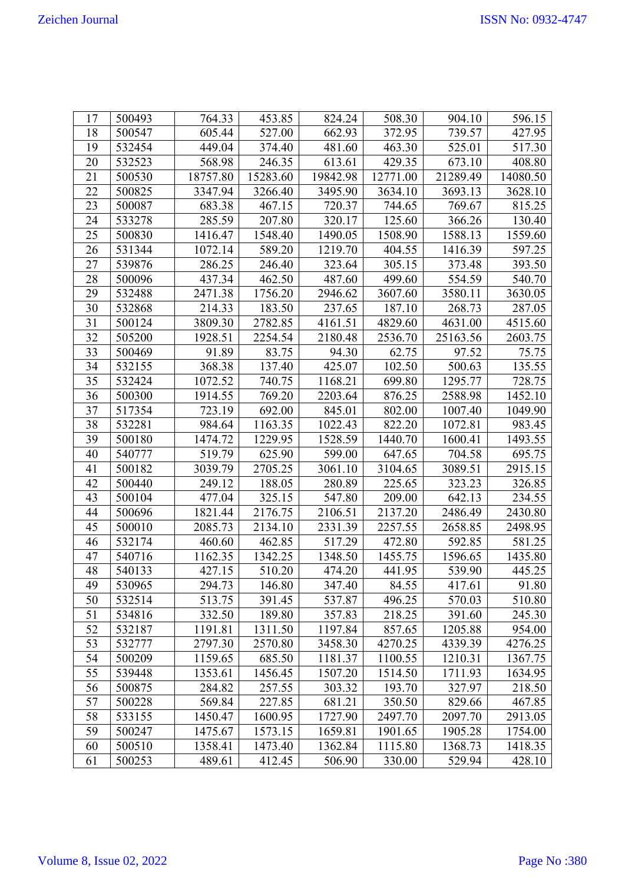| | | | | | | | |
|---|---|---|---|---|---|---|---|
| 17 | 500493 | 764.33 | 453.85 | 824.24 | 508.30 | 904.10 | 596.15 |
| 18 | 500547 | 605.44 | 527.00 | 662.93 | 372.95 | 739.57 | 427.95 |
| 19 | 532454 | 449.04 | 374.40 | 481.60 | 463.30 | 525.01 | 517.30 |
| 20 | 532523 | 568.98 | 246.35 | 613.61 | 429.35 | 673.10 | 408.80 |
| 21 | 500530 | 18757.80 | 15283.60 | 19842.98 | 12771.00 | 21289.49 | 14080.50 |
| 22 | 500825 | 3347.94 | 3266.40 | 3495.90 | 3634.10 | 3693.13 | 3628.10 |
| 23 | 500087 | 683.38 | 467.15 | 720.37 | 744.65 | 769.67 | 815.25 |
| 24 | 533278 | 285.59 | 207.80 | 320.17 | 125.60 | 366.26 | 130.40 |
| 25 | 500830 | 1416.47 | 1548.40 | 1490.05 | 1508.90 | 1588.13 | 1559.60 |
| 26 | 531344 | 1072.14 | 589.20 | 1219.70 | 404.55 | 1416.39 | 597.25 |
| 27 | 539876 | 286.25 | 246.40 | 323.64 | 305.15 | 373.48 | 393.50 |
| 28 | 500096 | 437.34 | 462.50 | 487.60 | 499.60 | 554.59 | 540.70 |
| 29 | 532488 | 2471.38 | 1756.20 | 2946.62 | 3607.60 | 3580.11 | 3630.05 |
| 30 | 532868 | 214.33 | 183.50 | 237.65 | 187.10 | 268.73 | 287.05 |
| 31 | 500124 | 3809.30 | 2782.85 | 4161.51 | 4829.60 | 4631.00 | 4515.60 |
| 32 | 505200 | 1928.51 | 2254.54 | 2180.48 | 2536.70 | 25163.56 | 2603.75 |
| 33 | 500469 | 91.89 | 83.75 | 94.30 | 62.75 | 97.52 | 75.75 |
| 34 | 532155 | 368.38 | 137.40 | 425.07 | 102.50 | 500.63 | 135.55 |
| 35 | 532424 | 1072.52 | 740.75 | 1168.21 | 699.80 | 1295.77 | 728.75 |
| 36 | 500300 | 1914.55 | 769.20 | 2203.64 | 876.25 | 2588.98 | 1452.10 |
| 37 | 517354 | 723.19 | 692.00 | 845.01 | 802.00 | 1007.40 | 1049.90 |
| 38 | 532281 | 984.64 | 1163.35 | 1022.43 | 822.20 | 1072.81 | 983.45 |
| 39 | 500180 | 1474.72 | 1229.95 | 1528.59 | 1440.70 | 1600.41 | 1493.55 |
| 40 | 540777 | 519.79 | 625.90 | 599.00 | 647.65 | 704.58 | 695.75 |
| 41 | 500182 | 3039.79 | 2705.25 | 3061.10 | 3104.65 | 3089.51 | 2915.15 |
| 42 | 500440 | 249.12 | 188.05 | 280.89 | 225.65 | 323.23 | 326.85 |
| 43 | 500104 | 477.04 | 325.15 | 547.80 | 209.00 | 642.13 | 234.55 |
| 44 | 500696 | 1821.44 | 2176.75 | 2106.51 | 2137.20 | 2486.49 | 2430.80 |
| 45 | 500010 | 2085.73 | 2134.10 | 2331.39 | 2257.55 | 2658.85 | 2498.95 |
| 46 | 532174 | 460.60 | 462.85 | 517.29 | 472.80 | 592.85 | 581.25 |
| 47 | 540716 | 1162.35 | 1342.25 | 1348.50 | 1455.75 | 1596.65 | 1435.80 |
| 48 | 540133 | 427.15 | 510.20 | 474.20 | 441.95 | 539.90 | 445.25 |
| 49 | 530965 | 294.73 | 146.80 | 347.40 | 84.55 | 417.61 | 91.80 |
| 50 | 532514 | 513.75 | 391.45 | 537.87 | 496.25 | 570.03 | 510.80 |
| 51 | 534816 | 332.50 | 189.80 | 357.83 | 218.25 | 391.60 | 245.30 |
| 52 | 532187 | 1191.81 | 1311.50 | 1197.84 | 857.65 | 1205.88 | 954.00 |
| 53 | 532777 | 2797.30 | 2570.80 | 3458.30 | 4270.25 | 4339.39 | 4276.25 |
| 54 | 500209 | 1159.65 | 685.50 | 1181.37 | 1100.55 | 1210.31 | 1367.75 |
| 55 | 539448 | 1353.61 | 1456.45 | 1507.20 | 1514.50 | 1711.93 | 1634.95 |
| 56 | 500875 | 284.82 | 257.55 | 303.32 | 193.70 | 327.97 | 218.50 |
| 57 | 500228 | 569.84 | 227.85 | 681.21 | 350.50 | 829.66 | 467.85 |
| 58 | 533155 | 1450.47 | 1600.95 | 1727.90 | 2497.70 | 2097.70 | 2913.05 |
| 59 | 500247 | 1475.67 | 1573.15 | 1659.81 | 1901.65 | 1905.28 | 1754.00 |
| 60 | 500510 | 1358.41 | 1473.40 | 1362.84 | 1115.80 | 1368.73 | 1418.35 |
| 61 | 500253 | 489.61 | 412.45 | 506.90 | 330.00 | 529.94 | 428.10 |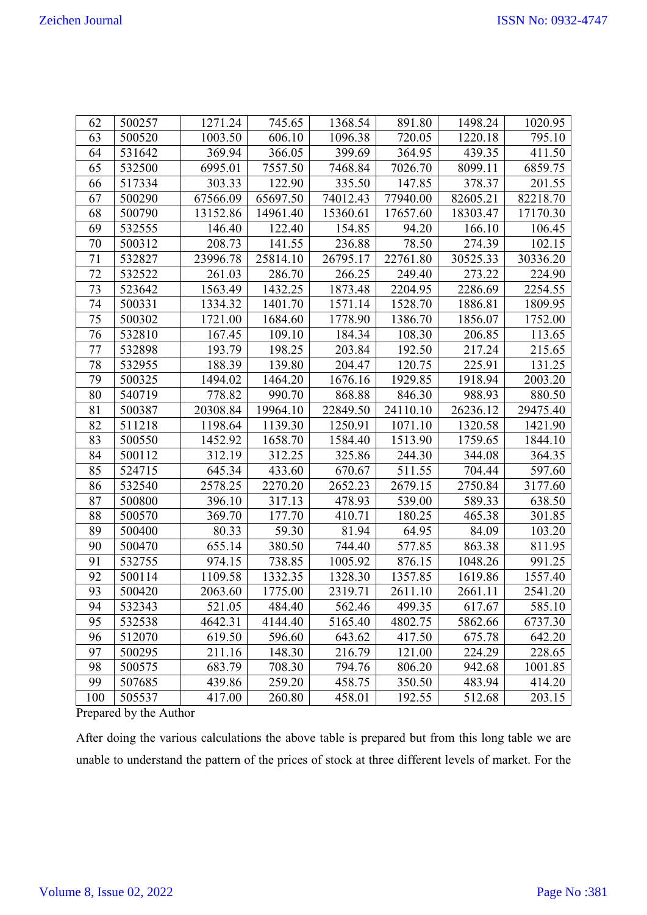| 62 | 500257 | 1271.24 | 745.65 | 1368.54 | 891.80 | 1498.24 | 1020.95 |
|---|---|---|---|---|---|---|---|
| 63 | 500520 | 1003.50 | 606.10 | 1096.38 | 720.05 | 1220.18 | 795.10 |
| 64 | 531642 | 369.94 | 366.05 | 399.69 | 364.95 | 439.35 | 411.50 |
| 65 | 532500 | 6995.01 | 7557.50 | 7468.84 | 7026.70 | 8099.11 | 6859.75 |
| 66 | 517334 | 303.33 | 122.90 | 335.50 | 147.85 | 378.37 | 201.55 |
| 67 | 500290 | 67566.09 | 65697.50 | 74012.43 | 77940.00 | 82605.21 | 82218.70 |
| 68 | 500790 | 13152.86 | 14961.40 | 15360.61 | 17657.60 | 18303.47 | 17170.30 |
| 69 | 532555 | 146.40 | 122.40 | 154.85 | 94.20 | 166.10 | 106.45 |
| 70 | 500312 | 208.73 | 141.55 | 236.88 | 78.50 | 274.39 | 102.15 |
| 71 | 532827 | 23996.78 | 25814.10 | 26795.17 | 22761.80 | 30525.33 | 30336.20 |
| 72 | 532522 | 261.03 | 286.70 | 266.25 | 249.40 | 273.22 | 224.90 |
| 73 | 523642 | 1563.49 | 1432.25 | 1873.48 | 2204.95 | 2286.69 | 2254.55 |
| 74 | 500331 | 1334.32 | 1401.70 | 1571.14 | 1528.70 | 1886.81 | 1809.95 |
| 75 | 500302 | 1721.00 | 1684.60 | 1778.90 | 1386.70 | 1856.07 | 1752.00 |
| 76 | 532810 | 167.45 | 109.10 | 184.34 | 108.30 | 206.85 | 113.65 |
| 77 | 532898 | 193.79 | 198.25 | 203.84 | 192.50 | 217.24 | 215.65 |
| 78 | 532955 | 188.39 | 139.80 | 204.47 | 120.75 | 225.91 | 131.25 |
| 79 | 500325 | 1494.02 | 1464.20 | 1676.16 | 1929.85 | 1918.94 | 2003.20 |
| 80 | 540719 | 778.82 | 990.70 | 868.88 | 846.30 | 988.93 | 880.50 |
| 81 | 500387 | 20308.84 | 19964.10 | 22849.50 | 24110.10 | 26236.12 | 29475.40 |
| 82 | 511218 | 1198.64 | 1139.30 | 1250.91 | 1071.10 | 1320.58 | 1421.90 |
| 83 | 500550 | 1452.92 | 1658.70 | 1584.40 | 1513.90 | 1759.65 | 1844.10 |
| 84 | 500112 | 312.19 | 312.25 | 325.86 | 244.30 | 344.08 | 364.35 |
| 85 | 524715 | 645.34 | 433.60 | 670.67 | 511.55 | 704.44 | 597.60 |
| 86 | 532540 | 2578.25 | 2270.20 | 2652.23 | 2679.15 | 2750.84 | 3177.60 |
| 87 | 500800 | 396.10 | 317.13 | 478.93 | 539.00 | 589.33 | 638.50 |
| 88 | 500570 | 369.70 | 177.70 | 410.71 | 180.25 | 465.38 | 301.85 |
| 89 | 500400 | 80.33 | 59.30 | 81.94 | 64.95 | 84.09 | 103.20 |
| 90 | 500470 | 655.14 | 380.50 | 744.40 | 577.85 | 863.38 | 811.95 |
| 91 | 532755 | 974.15 | 738.85 | 1005.92 | 876.15 | 1048.26 | 991.25 |
| 92 | 500114 | 1109.58 | 1332.35 | 1328.30 | 1357.85 | 1619.86 | 1557.40 |
| 93 | 500420 | 2063.60 | 1775.00 | 2319.71 | 2611.10 | 2661.11 | 2541.20 |
| 94 | 532343 | 521.05 | 484.40 | 562.46 | 499.35 | 617.67 | 585.10 |
| 95 | 532538 | 4642.31 | 4144.40 | 5165.40 | 4802.75 | 5862.66 | 6737.30 |
| 96 | 512070 | 619.50 | 596.60 | 643.62 | 417.50 | 675.78 | 642.20 |
| 97 | 500295 | 211.16 | 148.30 | 216.79 | 121.00 | 224.29 | 228.65 |
| 98 | 500575 | 683.79 | 708.30 | 794.76 | 806.20 | 942.68 | 1001.85 |
| 99 | 507685 | 439.86 | 259.20 | 458.75 | 350.50 | 483.94 | 414.20 |
| 100 | 505537 | 417.00 | 260.80 | 458.01 | 192.55 | 512.68 | 203.15 |

Prepared by the Author

After doing the various calculations the above table is prepared but from this long table we are unable to understand the pattern of the prices of stock at three different levels of market. For the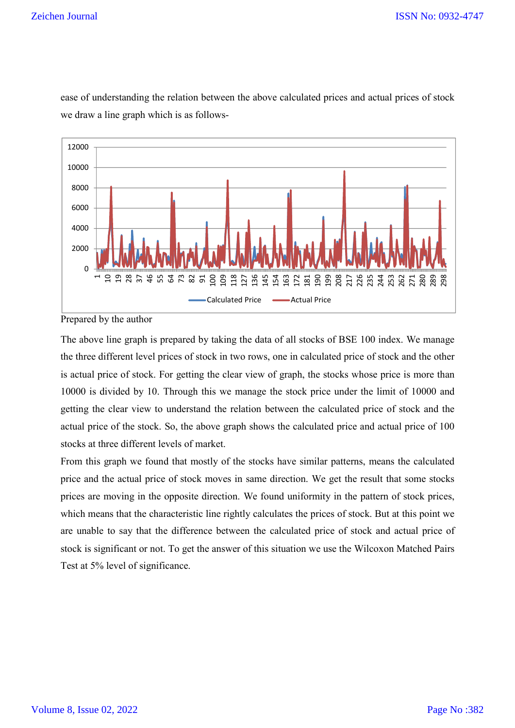ease of understanding the relation between the above calculated prices and actual prices of stock we draw a line graph which is as follows-

Prepared by the author

The above line graph is prepared by taking the data of all stocks of BSE 100 index. We manage the three different level prices of stock in two rows, one in calculated price of stock and the other is actual price of stock. For getting the clear view of graph, the stocks whose price is more than 10000 is divided by 10. Through this we manage the stock price under the limit of 10000 and getting the clear view to understand the relation between the calculated price of stock and the actual price of the stock. So, the above graph shows the calculated price and actual price of 100 stocks at three different levels of market.

From this graph we found that mostly of the stocks have similar patterns, means the calculated price and the actual price of stock moves in same direction. We get the result that some stocks prices are moving in the opposite direction. We found uniformity in the pattern of stock prices, which means that the characteristic line rightly calculates the prices of stock. But at this point we are unable to say that the difference between the calculated price of stock and actual price of stock is significant or not. To get the answer of this situation we use the Wilcoxon Matched Pairs Test at 5% level of significance.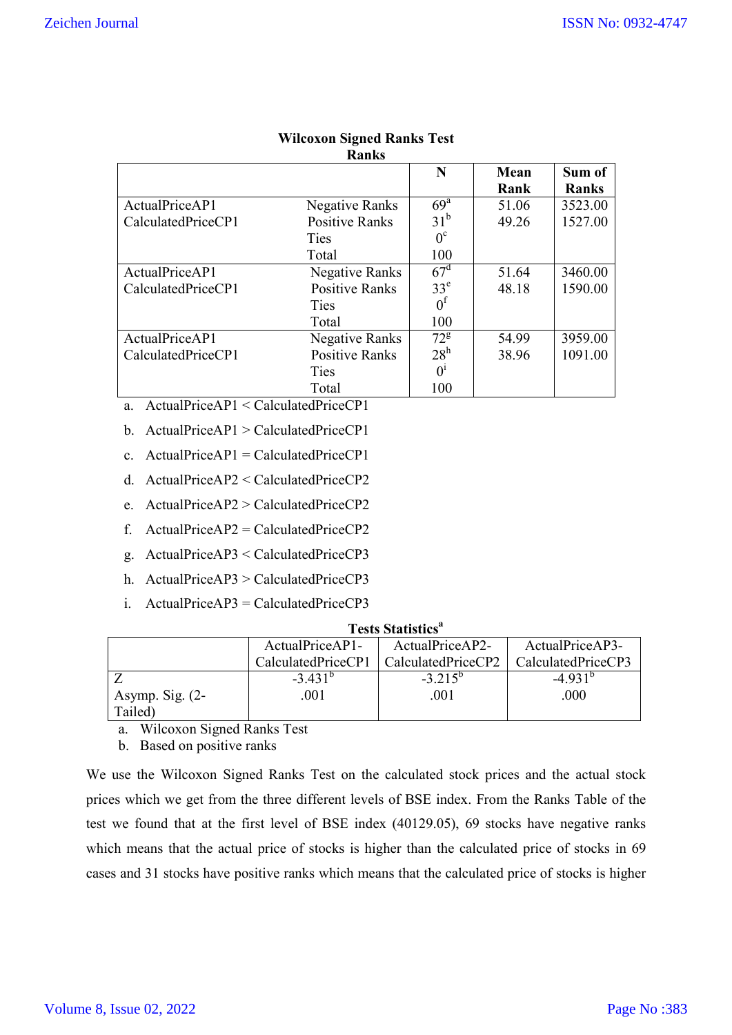**Wilcoxon Signed Ranks Test**
**Ranks**

| | | N | Mean Rank | Sum of Ranks |
|---|---|---|---|---|
| ActualPriceAP1 CalculatedPriceCP1 | Negative Ranks | 69[a] | 51.06 | 3523.00 |
| | Positive Ranks | 31[b] | 49.26 | 1527.00 |
| | Ties | 0[c] | | |
| | Total | 100 | | |
| ActualPriceAP1 CalculatedPriceCP1 | Negative Ranks | 67[d] | 51.64 | 3460.00 |
| | Positive Ranks | 33[e] | 48.18 | 1590.00 |
| | Ties | 0[f] | | |
| | Total | 100 | | |
| ActualPriceAP1 CalculatedPriceCP1 | Negative Ranks | 72[g] | 54.99 | 3959.00 |
| | Positive Ranks | 28[h] | 38.96 | 1091.00 |
| | Ties | 0[i] | | |
| | Total | 100 | | |

a. ActualPriceAP1 < CalculatedPriceCP1

b. ActualPriceAP1 > CalculatedPriceCP1

c. ActualPriceAP1 = CalculatedPriceCP1

d. ActualPriceAP2 < CalculatedPriceCP2

e. ActualPriceAP2 > CalculatedPriceCP2

f. ActualPriceAP2 = CalculatedPriceCP2

g. ActualPriceAP3 < CalculatedPriceCP3

h. ActualPriceAP3 > CalculatedPriceCP3

i. ActualPriceAP3 = CalculatedPriceCP3

**Tests Statistics[a]**

| | ActualPriceAP1-CalculatedPriceCP1 | ActualPriceAP2-CalculatedPriceCP2 | ActualPriceAP3-CalculatedPriceCP3 |
|---|---|---|---|
| Z | -3.431[b] | -3.215[b] | -4.931[b] |
| Asymp. Sig. (2-Tailed) | .001 | .001 | .000 |

a. Wilcoxon Signed Ranks Test

b. Based on positive ranks

We use the Wilcoxon Signed Ranks Test on the calculated stock prices and the actual stock prices which we get from the three different levels of BSE index. From the Ranks Table of the test we found that at the first level of BSE index (40129.05), 69 stocks have negative ranks which means that the actual price of stocks is higher than the calculated price of stocks in 69 cases and 31 stocks have positive ranks which means that the calculated price of stocks is higher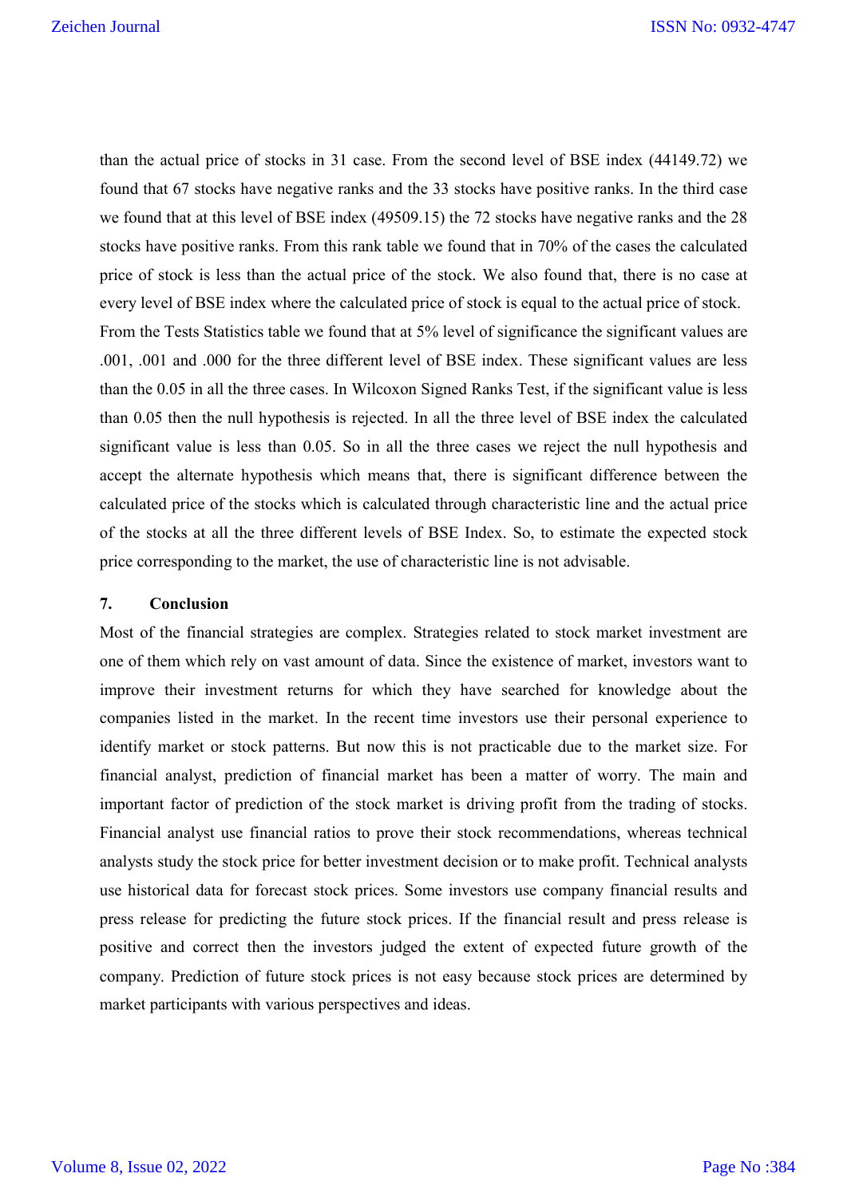than the actual price of stocks in 31 case. From the second level of BSE index (44149.72) we found that 67 stocks have negative ranks and the 33 stocks have positive ranks. In the third case we found that at this level of BSE index (49509.15) the 72 stocks have negative ranks and the 28 stocks have positive ranks. From this rank table we found that in 70% of the cases the calculated price of stock is less than the actual price of the stock. We also found that, there is no case at every level of BSE index where the calculated price of stock is equal to the actual price of stock. From the Tests Statistics table we found that at 5% level of significance the significant values are .001, .001 and .000 for the three different level of BSE index. These significant values are less than the 0.05 in all the three cases. In Wilcoxon Signed Ranks Test, if the significant value is less than 0.05 then the null hypothesis is rejected. In all the three level of BSE index the calculated significant value is less than 0.05. So in all the three cases we reject the null hypothesis and accept the alternate hypothesis which means that, there is significant difference between the calculated price of the stocks which is calculated through characteristic line and the actual price of the stocks at all the three different levels of BSE Index. So, to estimate the expected stock price corresponding to the market, the use of characteristic line is not advisable.

## 7. Conclusion

Most of the financial strategies are complex. Strategies related to stock market investment are one of them which rely on vast amount of data. Since the existence of market, investors want to improve their investment returns for which they have searched for knowledge about the companies listed in the market. In the recent time investors use their personal experience to identify market or stock patterns. But now this is not practicable due to the market size. For financial analyst, prediction of financial market has been a matter of worry. The main and important factor of prediction of the stock market is driving profit from the trading of stocks. Financial analyst use financial ratios to prove their stock recommendations, whereas technical analysts study the stock price for better investment decision or to make profit. Technical analysts use historical data for forecast stock prices. Some investors use company financial results and press release for predicting the future stock prices. If the financial result and press release is positive and correct then the investors judged the extent of expected future growth of the company. Prediction of future stock prices is not easy because stock prices are determined by market participants with various perspectives and ideas.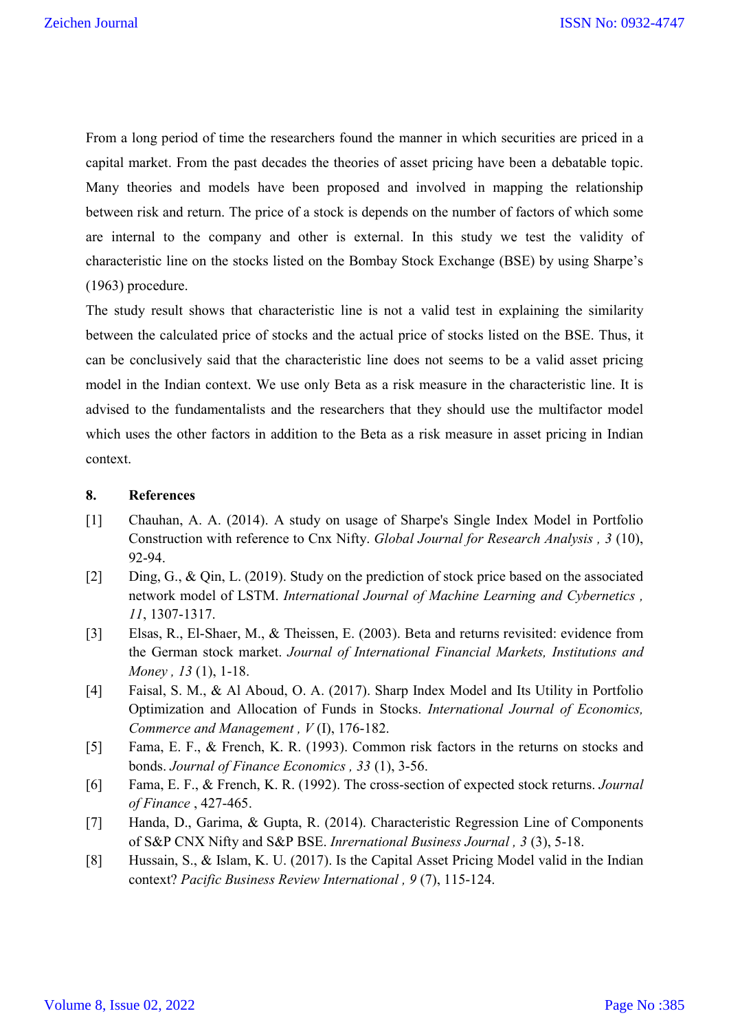From a long period of time the researchers found the manner in which securities are priced in a capital market. From the past decades the theories of asset pricing have been a debatable topic. Many theories and models have been proposed and involved in mapping the relationship between risk and return. The price of a stock is depends on the number of factors of which some are internal to the company and other is external. In this study we test the validity of characteristic line on the stocks listed on the Bombay Stock Exchange (BSE) by using Sharpe's (1963) procedure.

The study result shows that characteristic line is not a valid test in explaining the similarity between the calculated price of stocks and the actual price of stocks listed on the BSE. Thus, it can be conclusively said that the characteristic line does not seems to be a valid asset pricing model in the Indian context. We use only Beta as a risk measure in the characteristic line. It is advised to the fundamentalists and the researchers that they should use the multifactor model which uses the other factors in addition to the Beta as a risk measure in asset pricing in Indian context.

## 8. References

[1] Chauhan, A. A. (2014). A study on usage of Sharpe's Single Index Model in Portfolio Construction with reference to Cnx Nifty. *Global Journal for Research Analysis , 3* (10), 92-94.

[2] Ding, G., & Qin, L. (2019). Study on the prediction of stock price based on the associated network model of LSTM. *International Journal of Machine Learning and Cybernetics , 11*, 1307-1317.

[3] Elsas, R., El-Shaer, M., & Theissen, E. (2003). Beta and returns revisited: evidence from the German stock market. *Journal of International Financial Markets, Institutions and Money , 13* (1), 1-18.

[4] Faisal, S. M., & Al Aboud, O. A. (2017). Sharp Index Model and Its Utility in Portfolio Optimization and Allocation of Funds in Stocks. *International Journal of Economics, Commerce and Management , V* (I), 176-182.

[5] Fama, E. F., & French, K. R. (1993). Common risk factors in the returns on stocks and bonds. *Journal of Finance Economics , 33* (1), 3-56.

[6] Fama, E. F., & French, K. R. (1992). The cross-section of expected stock returns. *Journal of Finance* , 427-465.

[7] Handa, D., Garima, & Gupta, R. (2014). Characteristic Regression Line of Components of S&P CNX Nifty and S&P BSE. *Inrernational Business Journal , 3* (3), 5-18.

[8] Hussain, S., & Islam, K. U. (2017). Is the Capital Asset Pricing Model valid in the Indian context? *Pacific Business Review International , 9* (7), 115-124.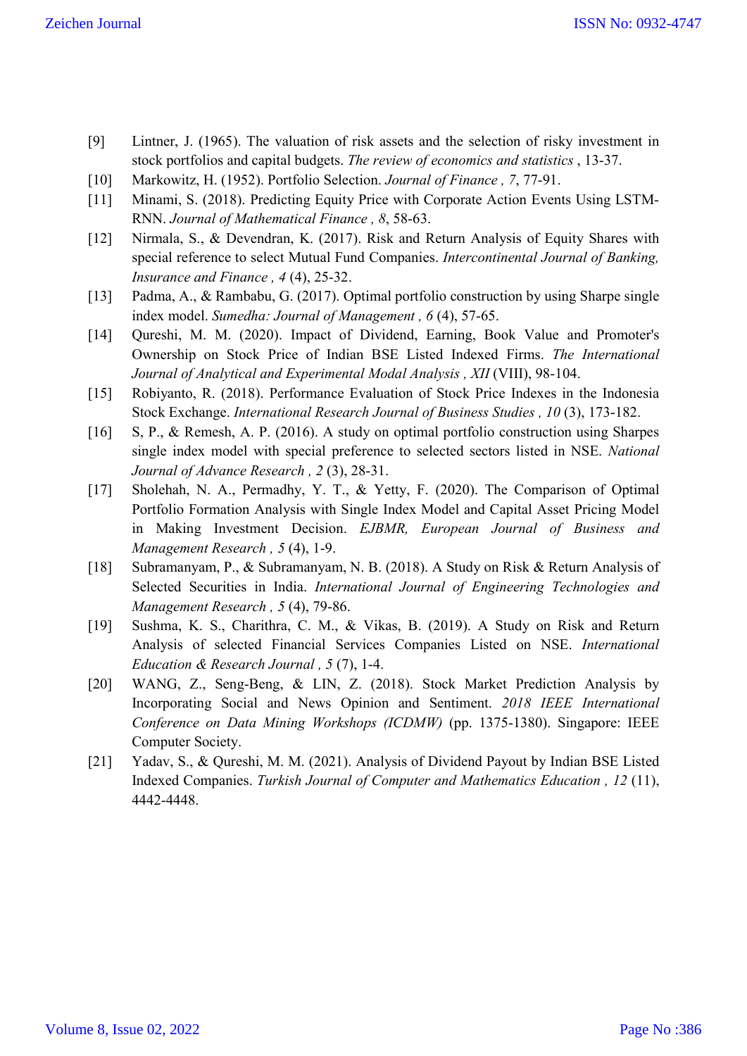[9] Lintner, J. (1965). The valuation of risk assets and the selection of risky investment in stock portfolios and capital budgets. *The review of economics and statistics* , 13-37.

[10] Markowitz, H. (1952). Portfolio Selection. *Journal of Finance , 7*, 77-91.

[11] Minami, S. (2018). Predicting Equity Price with Corporate Action Events Using LSTM-RNN. *Journal of Mathematical Finance , 8*, 58-63.

[12] Nirmala, S., & Devendran, K. (2017). Risk and Return Analysis of Equity Shares with special reference to select Mutual Fund Companies. *Intercontinental Journal of Banking, Insurance and Finance , 4* (4), 25-32.

[13] Padma, A., & Rambabu, G. (2017). Optimal portfolio construction by using Sharpe single index model. *Sumedha: Journal of Management , 6* (4), 57-65.

[14] Qureshi, M. M. (2020). Impact of Dividend, Earning, Book Value and Promoter's Ownership on Stock Price of Indian BSE Listed Indexed Firms. *The International Journal of Analytical and Experimental Modal Analysis , XII* (VIII), 98-104.

[15] Robiyanto, R. (2018). Performance Evaluation of Stock Price Indexes in the Indonesia Stock Exchange. *International Research Journal of Business Studies , 10* (3), 173-182.

[16] S, P., & Remesh, A. P. (2016). A study on optimal portfolio construction using Sharpes single index model with special preference to selected sectors listed in NSE. *National Journal of Advance Research , 2* (3), 28-31.

[17] Sholehah, N. A., Permadhy, Y. T., & Yetty, F. (2020). The Comparison of Optimal Portfolio Formation Analysis with Single Index Model and Capital Asset Pricing Model in Making Investment Decision. *EJBMR, European Journal of Business and Management Research , 5* (4), 1-9.

[18] Subramanyam, P., & Subramanyam, N. B. (2018). A Study on Risk & Return Analysis of Selected Securities in India. *International Journal of Engineering Technologies and Management Research , 5* (4), 79-86.

[19] Sushma, K. S., Charithra, C. M., & Vikas, B. (2019). A Study on Risk and Return Analysis of selected Financial Services Companies Listed on NSE. *International Education & Research Journal , 5* (7), 1-4.

[20] WANG, Z., Seng-Beng, & LIN, Z. (2018). Stock Market Prediction Analysis by Incorporating Social and News Opinion and Sentiment. *2018 IEEE International Conference on Data Mining Workshops (ICDMW)* (pp. 1375-1380). Singapore: IEEE Computer Society.

[21] Yadav, S., & Qureshi, M. M. (2021). Analysis of Dividend Payout by Indian BSE Listed Indexed Companies. *Turkish Journal of Computer and Mathematics Education , 12* (11), 4442-4448.